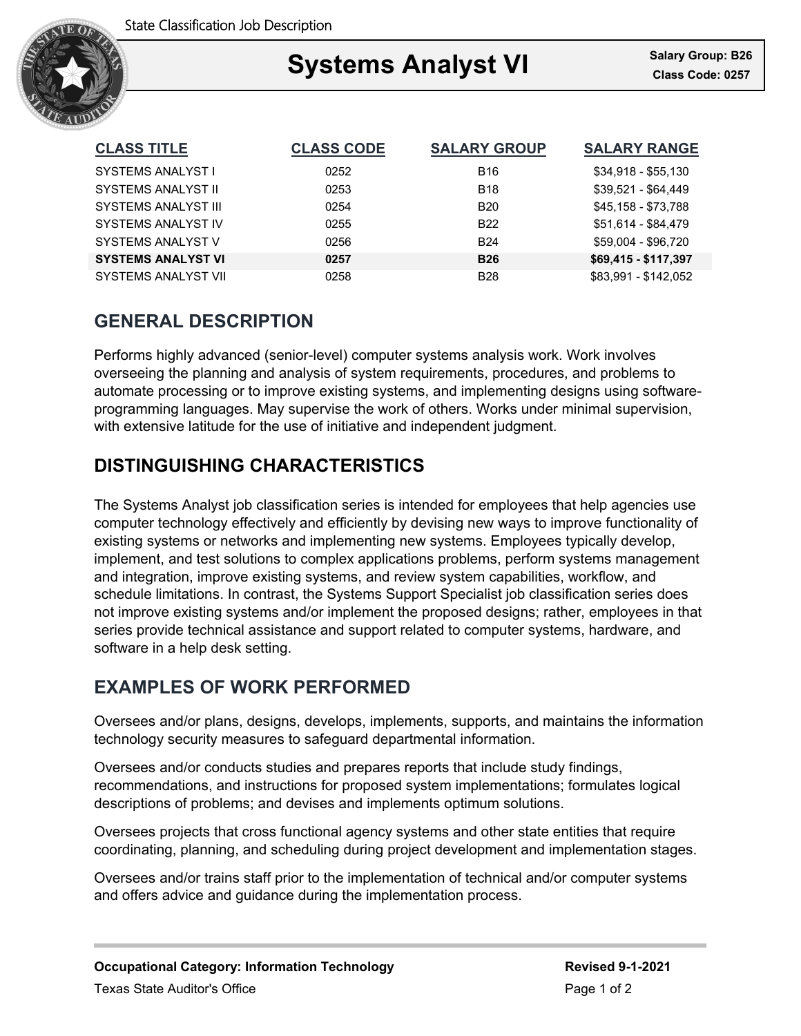State Classification Job Description

# Systems Analyst VI

**Salary Group: B26**
**Class Code: 0257**

| CLASS TITLE | CLASS CODE | SALARY GROUP | SALARY RANGE |
|---|---|---|---|
| SYSTEMS ANALYST I | 0252 | B16 | $34,918 - $55,130 |
| SYSTEMS ANALYST II | 0253 | B18 | $39,521 - $64,449 |
| SYSTEMS ANALYST III | 0254 | B20 | $45,158 - $73,788 |
| SYSTEMS ANALYST IV | 0255 | B22 | $51,614 - $84,479 |
| SYSTEMS ANALYST V | 0256 | B24 | $59,004 - $96,720 |
| **SYSTEMS ANALYST VI** | **0257** | **B26** | **$69,415 - $117,397** |
| SYSTEMS ANALYST VII | 0258 | B28 | $83,991 - $142,052 |

## GENERAL DESCRIPTION

Performs highly advanced (senior-level) computer systems analysis work. Work involves overseeing the planning and analysis of system requirements, procedures, and problems to automate processing or to improve existing systems, and implementing designs using software-programming languages. May supervise the work of others. Works under minimal supervision, with extensive latitude for the use of initiative and independent judgment.

## DISTINGUISHING CHARACTERISTICS

The Systems Analyst job classification series is intended for employees that help agencies use computer technology effectively and efficiently by devising new ways to improve functionality of existing systems or networks and implementing new systems. Employees typically develop, implement, and test solutions to complex applications problems, perform systems management and integration, improve existing systems, and review system capabilities, workflow, and schedule limitations. In contrast, the Systems Support Specialist job classification series does not improve existing systems and/or implement the proposed designs; rather, employees in that series provide technical assistance and support related to computer systems, hardware, and software in a help desk setting.

## EXAMPLES OF WORK PERFORMED

Oversees and/or plans, designs, develops, implements, supports, and maintains the information technology security measures to safeguard departmental information.

Oversees and/or conducts studies and prepares reports that include study findings, recommendations, and instructions for proposed system implementations; formulates logical descriptions of problems; and devises and implements optimum solutions.

Oversees projects that cross functional agency systems and other state entities that require coordinating, planning, and scheduling during project development and implementation stages.

Oversees and/or trains staff prior to the implementation of technical and/or computer systems and offers advice and guidance during the implementation process.

**Occupational Category: Information Technology**
Texas State Auditor's Office

**Revised 9-1-2021**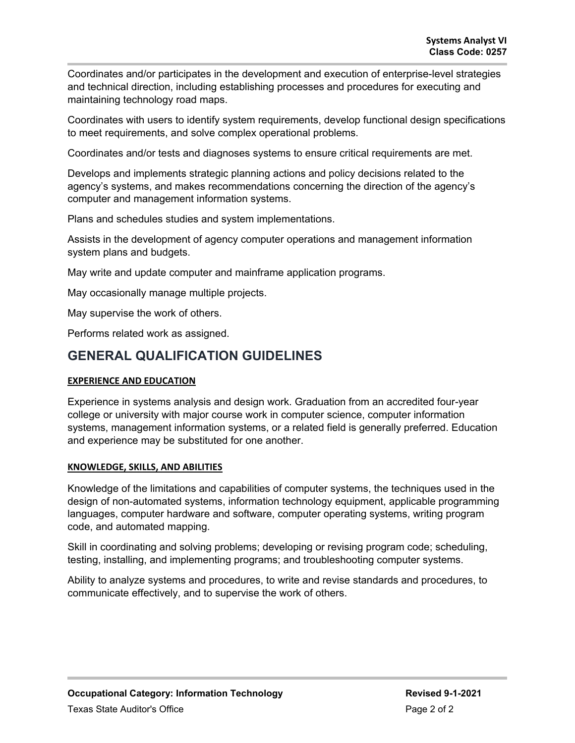Coordinates and/or participates in the development and execution of enterprise-level strategies and technical direction, including establishing processes and procedures for executing and maintaining technology road maps.

Coordinates with users to identify system requirements, develop functional design specifications to meet requirements, and solve complex operational problems.

Coordinates and/or tests and diagnoses systems to ensure critical requirements are met.

Develops and implements strategic planning actions and policy decisions related to the agency's systems, and makes recommendations concerning the direction of the agency's computer and management information systems.

Plans and schedules studies and system implementations.

Assists in the development of agency computer operations and management information system plans and budgets.

May write and update computer and mainframe application programs.

May occasionally manage multiple projects.

May supervise the work of others.

Performs related work as assigned.

## GENERAL QUALIFICATION GUIDELINES

### EXPERIENCE AND EDUCATION

Experience in systems analysis and design work. Graduation from an accredited four-year college or university with major course work in computer science, computer information systems, management information systems, or a related field is generally preferred. Education and experience may be substituted for one another.

### KNOWLEDGE, SKILLS, AND ABILITIES

Knowledge of the limitations and capabilities of computer systems, the techniques used in the design of non-automated systems, information technology equipment, applicable programming languages, computer hardware and software, computer operating systems, writing program code, and automated mapping.

Skill in coordinating and solving problems; developing or revising program code; scheduling, testing, installing, and implementing programs; and troubleshooting computer systems.

Ability to analyze systems and procedures, to write and revise standards and procedures, to communicate effectively, and to supervise the work of others.